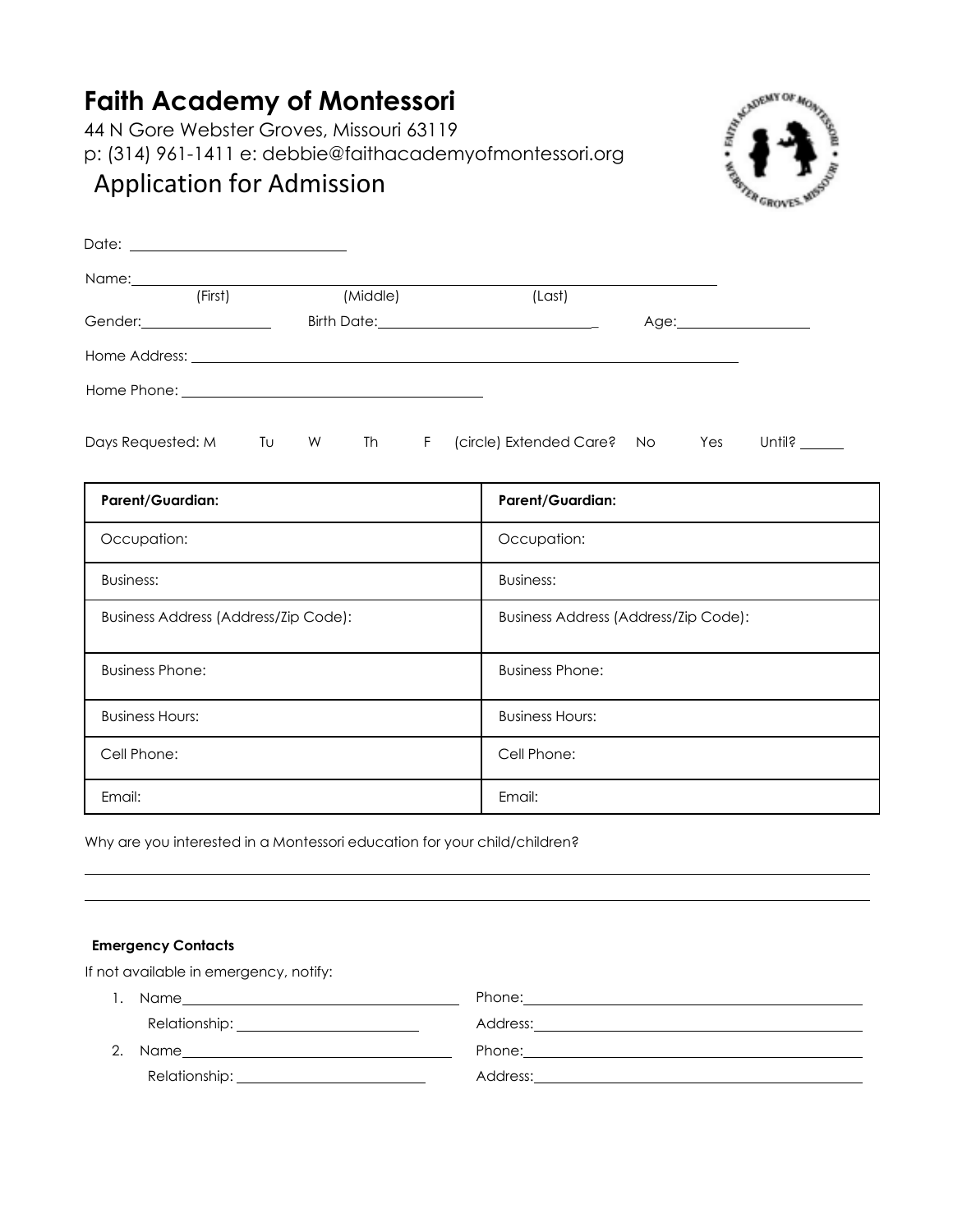# Faith Academy of Montessori

44 N Gore Webster Groves, Missouri 63119
p: (314) 961-1411 e: debbie@faithacademyofmontessori.org

## Application for Admission

Date: ______________________________

Name: ____________________________________________________________________________
(First) (Middle) (Last)

Gender: ________________ Birth Date: ______________________________ Age: ________________

Home Address: ____________________________________________________________________

Home Phone: ______________________________________

Days Requested: M Tu W Th F (circle) Extended Care? No Yes Until? ______

| Parent/Guardian: | Parent/Guardian: |
|---|---|
| Occupation: | Occupation: |
| Business: | Business: |
| Business Address (Address/Zip Code): | Business Address (Address/Zip Code): |
| Business Phone: | Business Phone: |
| Business Hours: | Business Hours: |
| Cell Phone: | Cell Phone: |
| Email: | Email: |

Why are you interested in a Montessori education for your child/children?

________________________________________________________________________________

________________________________________________________________________________

**Emergency Contacts**

If not available in emergency, notify:

1. Name ______________________________________ Phone: ______________________________________
   Relationship: ________________________ Address: ______________________________________
2. Name ______________________________________ Phone: ______________________________________
   Relationship: ________________________ Address: ______________________________________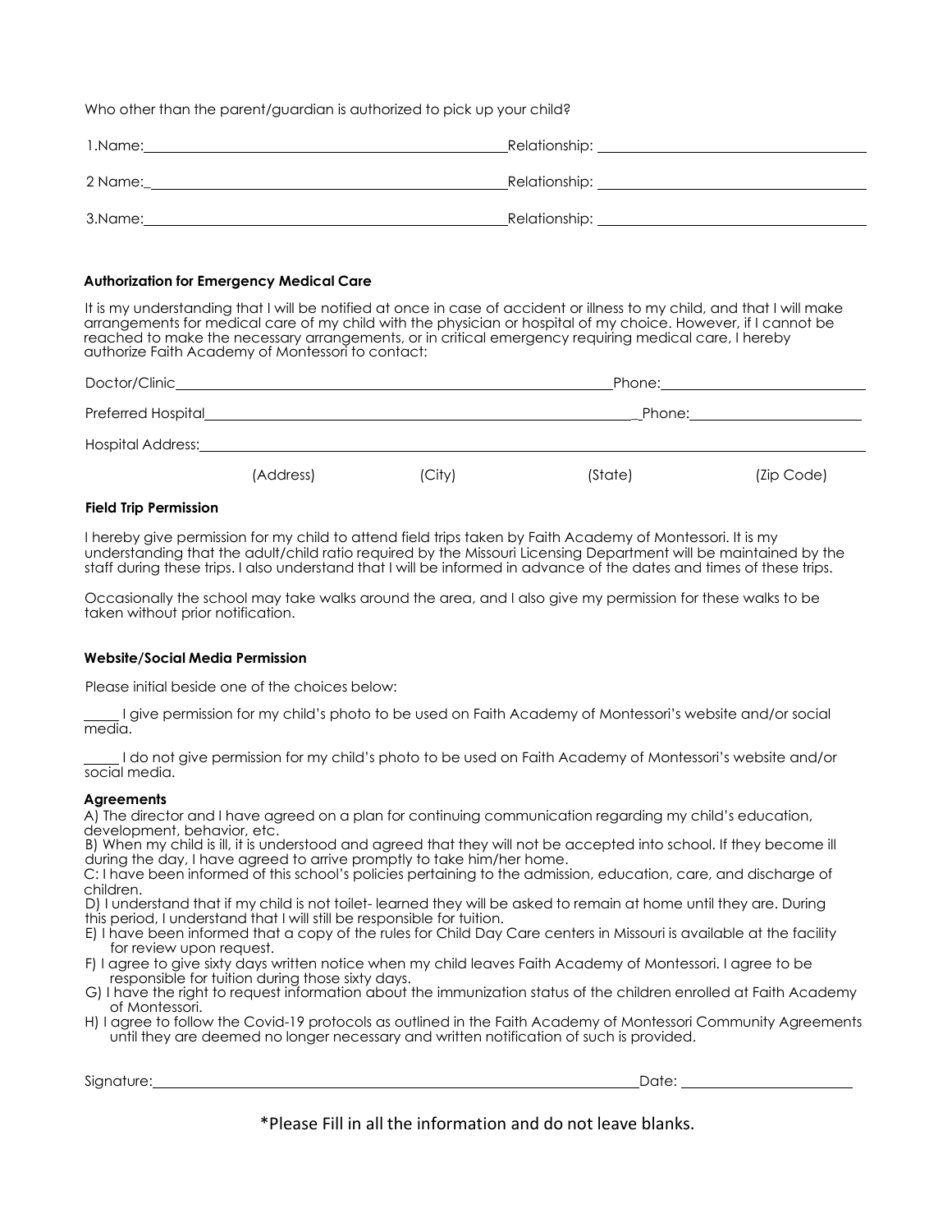Who other than the parent/guardian is authorized to pick up your child?

1.Name:\_\_\_\_\_\_\_\_\_\_\_\_\_\_\_\_\_\_\_\_\_\_\_\_\_\_\_\_\_\_ Relationship: \_\_\_\_\_\_\_\_\_\_\_\_\_\_\_\_\_\_\_\_\_\_\_\_

2 Name:\_\_\_\_\_\_\_\_\_\_\_\_\_\_\_\_\_\_\_\_\_\_\_\_\_\_\_\_\_\_ Relationship: \_\_\_\_\_\_\_\_\_\_\_\_\_\_\_\_\_\_\_\_\_\_\_\_

3.Name:\_\_\_\_\_\_\_\_\_\_\_\_\_\_\_\_\_\_\_\_\_\_\_\_\_\_\_\_\_\_ Relationship: \_\_\_\_\_\_\_\_\_\_\_\_\_\_\_\_\_\_\_\_\_\_\_\_

**Authorization for Emergency Medical Care**

It is my understanding that I will be notified at once in case of accident or illness to my child, and that I will make arrangements for medical care of my child with the physician or hospital of my choice. However, if I cannot be reached to make the necessary arrangements, or in critical emergency requiring medical care, I hereby authorize Faith Academy of Montessori to contact:

Doctor/Clinic\_\_\_\_\_\_\_\_\_\_\_\_\_\_\_\_\_\_\_\_\_\_\_\_\_\_\_\_\_\_\_\_\_\_\_\_\_\_ Phone:\_\_\_\_\_\_\_\_\_\_\_\_\_\_\_\_\_\_\_\_

Preferred Hospital\_\_\_\_\_\_\_\_\_\_\_\_\_\_\_\_\_\_\_\_\_\_\_\_\_\_\_\_\_\_\_\_\_\_\_\_\_\_ Phone:\_\_\_\_\_\_\_\_\_\_\_\_\_\_\_\_\_\_\_\_

Hospital Address:\_\_\_\_\_\_\_\_\_\_\_\_\_\_\_\_\_\_\_\_\_\_\_\_\_\_\_\_\_\_\_\_\_\_\_\_\_\_\_\_\_\_\_\_\_\_\_\_\_\_\_\_\_\_\_\_\_\_\_\_

(Address) (City) (State) (Zip Code)

**Field Trip Permission**

I hereby give permission for my child to attend field trips taken by Faith Academy of Montessori. It is my understanding that the adult/child ratio required by the Missouri Licensing Department will be maintained by the staff during these trips. I also understand that I will be informed in advance of the dates and times of these trips.

Occasionally the school may take walks around the area, and I also give my permission for these walks to be taken without prior notification.

**Website/Social Media Permission**

Please initial beside one of the choices below:

\_\_\_\_\_ I give permission for my child's photo to be used on Faith Academy of Montessori's website and/or social media.

\_\_\_\_\_ I do not give permission for my child's photo to be used on Faith Academy of Montessori's website and/or social media.

**Agreements**

A) The director and I have agreed on a plan for continuing communication regarding my child's education, development, behavior, etc.

B) When my child is ill, it is understood and agreed that they will not be accepted into school. If they become ill during the day, I have agreed to arrive promptly to take him/her home.

C: I have been informed of this school's policies pertaining to the admission, education, care, and discharge of children.

D) I understand that if my child is not toilet- learned they will be asked to remain at home until they are. During this period, I understand that I will still be responsible for tuition.

E) I have been informed that a copy of the rules for Child Day Care centers in Missouri is available at the facility for review upon request.

F) I agree to give sixty days written notice when my child leaves Faith Academy of Montessori. I agree to be responsible for tuition during those sixty days.

G) I have the right to request information about the immunization status of the children enrolled at Faith Academy of Montessori.

H) I agree to follow the Covid-19 protocols as outlined in the Faith Academy of Montessori Community Agreements until they are deemed no longer necessary and written notification of such is provided.

Signature:\_\_\_\_\_\_\_\_\_\_\_\_\_\_\_\_\_\_\_\_\_\_\_\_\_\_\_\_\_\_\_\_\_\_\_\_\_\_\_\_\_\_\_\_\_\_ Date: \_\_\_\_\_\_\_\_\_\_\_\_\_\_\_\_\_\_\_\_

*Please Fill in all the information and do not leave blanks.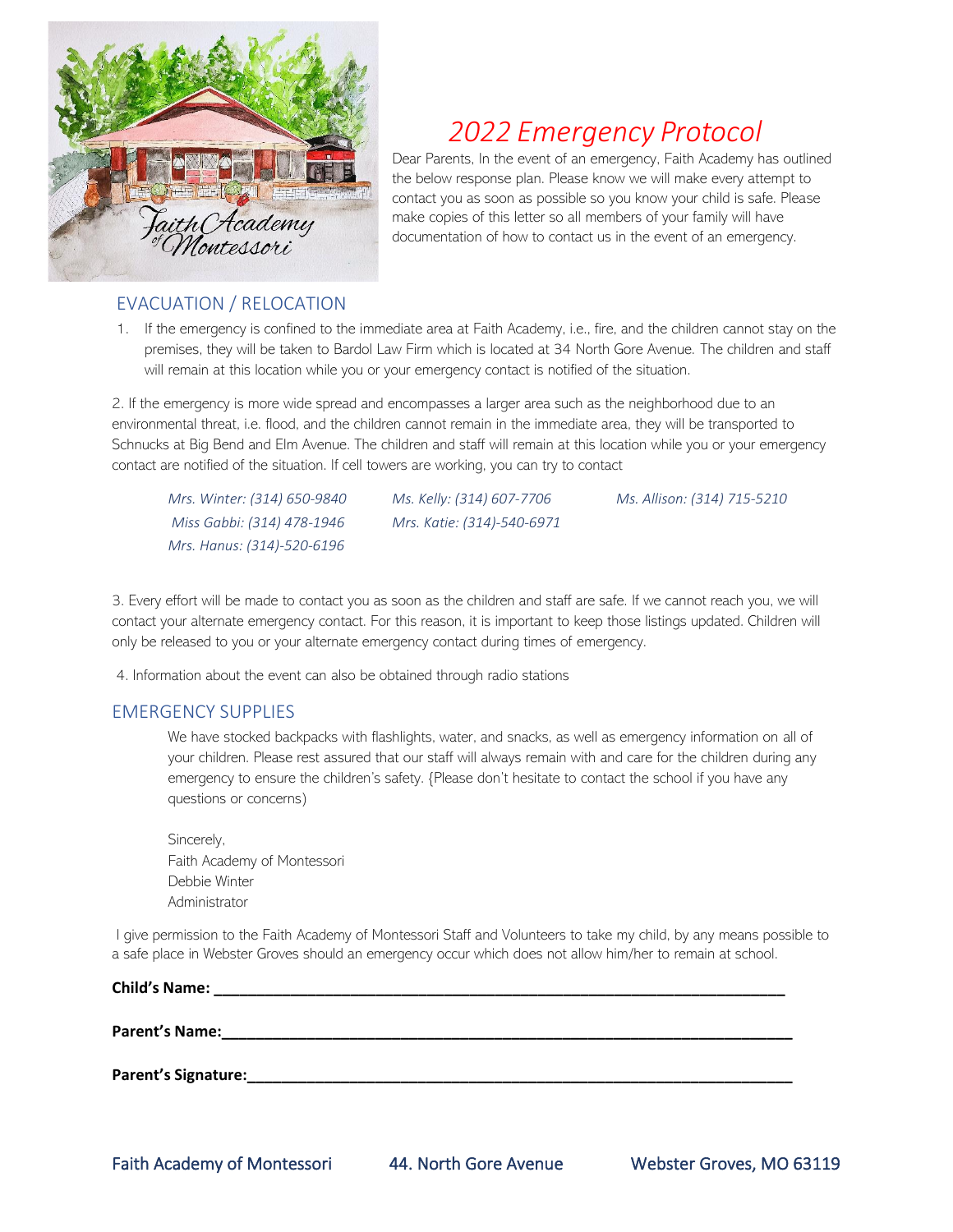# *2022 Emergency Protocol*

Dear Parents, In the event of an emergency, Faith Academy has outlined the below response plan. Please know we will make every attempt to contact you as soon as possible so you know your child is safe. Please make copies of this letter so all members of your family will have documentation of how to contact us in the event of an emergency.

## EVACUATION / RELOCATION

1. If the emergency is confined to the immediate area at Faith Academy, i.e., fire, and the children cannot stay on the premises, they will be taken to Bardol Law Firm which is located at 34 North Gore Avenue. The children and staff will remain at this location while you or your emergency contact is notified of the situation.

2. If the emergency is more wide spread and encompasses a larger area such as the neighborhood due to an environmental threat, i.e. flood, and the children cannot remain in the immediate area, they will be transported to Schnucks at Big Bend and Elm Avenue. The children and staff will remain at this location while you or your emergency contact are notified of the situation. If cell towers are working, you can try to contact

*Mrs. Winter: (314) 650-9840*
*Miss Gabbi: (314) 478-1946*
*Mrs. Hanus: (314)-520-6196*
*Ms. Kelly: (314) 607-7706*
*Mrs. Katie: (314)-540-6971*
*Ms. Allison: (314) 715-5210*

3. Every effort will be made to contact you as soon as the children and staff are safe. If we cannot reach you, we will contact your alternate emergency contact. For this reason, it is important to keep those listings updated. Children will only be released to you or your alternate emergency contact during times of emergency.

4. Information about the event can also be obtained through radio stations

## EMERGENCY SUPPLIES

We have stocked backpacks with flashlights, water, and snacks, as well as emergency information on all of your children. Please rest assured that our staff will always remain with and care for the children during any emergency to ensure the children's safety. {Please don't hesitate to contact the school if you have any questions or concerns)

Sincerely,
Faith Academy of Montessori
Debbie Winter
Administrator

I give permission to the Faith Academy of Montessori Staff and Volunteers to take my child, by any means possible to a safe place in Webster Groves should an emergency occur which does not allow him/her to remain at school.

**Child's Name:** ______________________________________________

**Parent's Name:**______________________________________________

**Parent's Signature:**___________________________________________

Faith Academy of Montessori 44. North Gore Avenue Webster Groves, MO 63119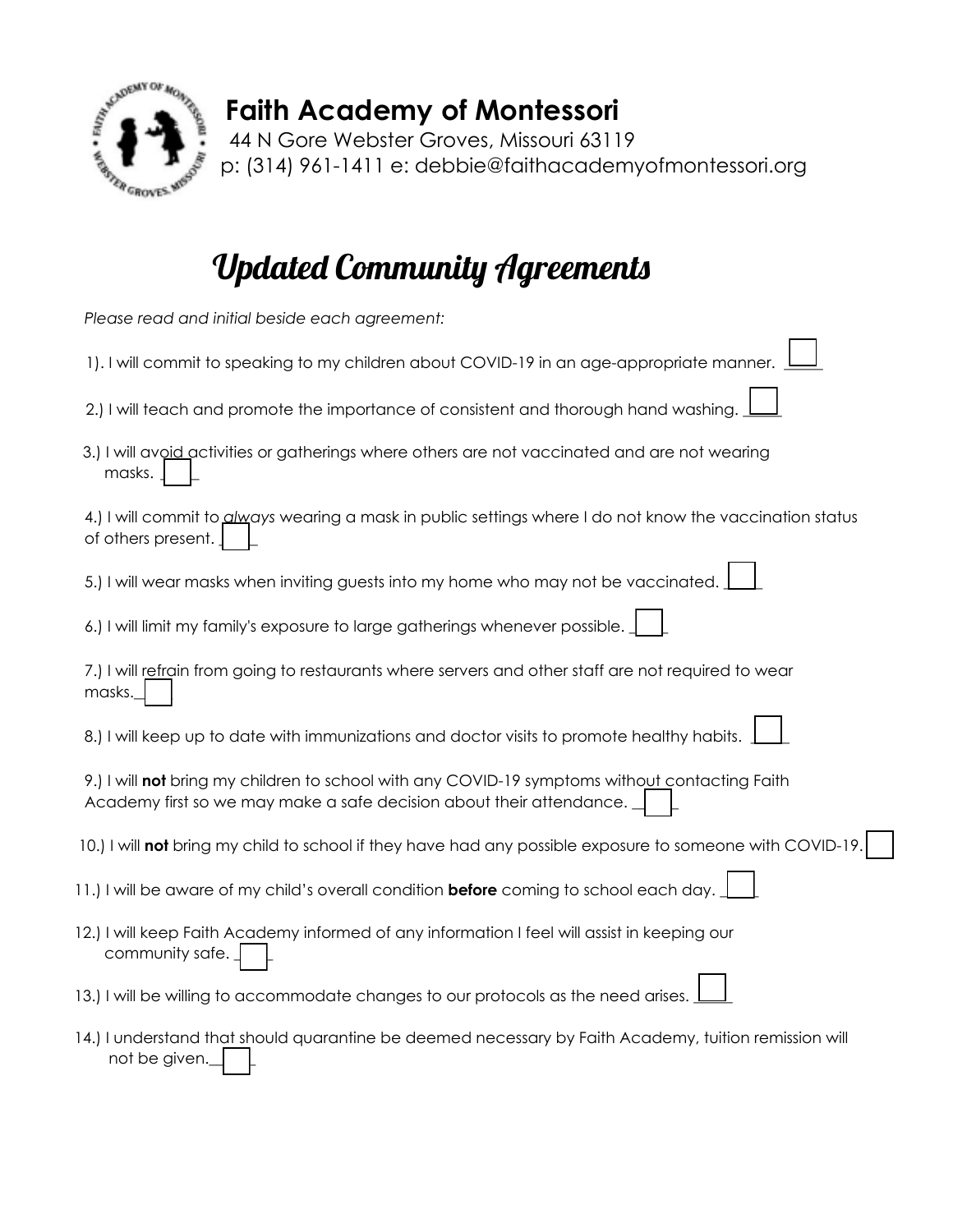# Faith Academy of Montessori

44 N Gore Webster Groves, Missouri 63119
p: (314) 961-1411 e: debbie@faithacademyofmontessori.org

## Updated Community Agreements

*Please read and initial beside each agreement:*

1). I will commit to speaking to my children about COVID-19 in an age-appropriate manner. ____

2.) I will teach and promote the importance of consistent and thorough hand washing. ____

3.) I will avoid activities or gatherings where others are not vaccinated and are not wearing masks. ____

4.) I will commit to *always* wearing a mask in public settings where I do not know the vaccination status of others present. ____

5.) I will wear masks when inviting guests into my home who may not be vaccinated. ____

6.) I will limit my family's exposure to large gatherings whenever possible. ____

7.) I will refrain from going to restaurants where servers and other staff are not required to wear masks. ____

8.) I will keep up to date with immunizations and doctor visits to promote healthy habits. ____

9.) I will **not** bring my children to school with any COVID-19 symptoms without contacting Faith Academy first so we may make a safe decision about their attendance. ____

10.) I will **not** bring my child to school if they have had any possible exposure to someone with COVID-19. ____

11.) I will be aware of my child's overall condition **before** coming to school each day. ____

12.) I will keep Faith Academy informed of any information I feel will assist in keeping our community safe. ____

13.) I will be willing to accommodate changes to our protocols as the need arises. ____

14.) I understand that should quarantine be deemed necessary by Faith Academy, tuition remission will not be given. ____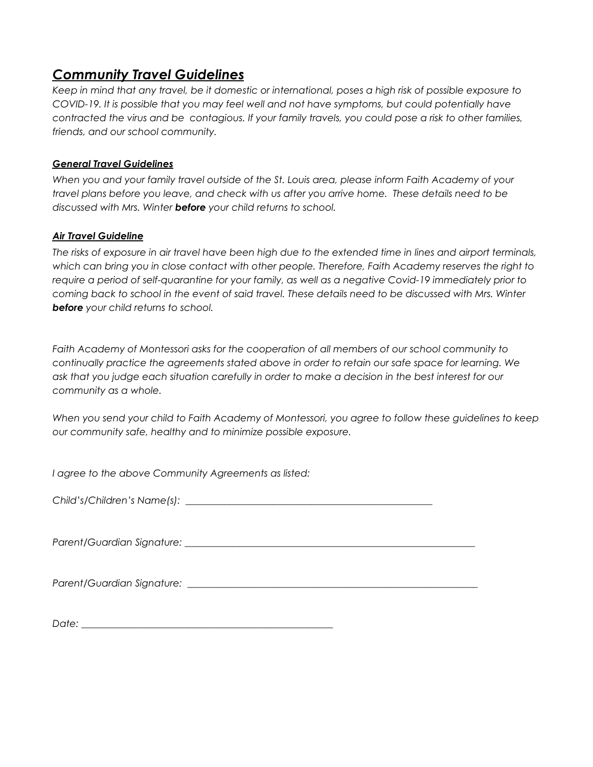## ***Community Travel Guidelines***

*Keep in mind that any travel, be it domestic or international, poses a high risk of possible exposure to COVID-19. It is possible that you may feel well and not have symptoms, but could potentially have contracted the virus and be contagious. If your family travels, you could pose a risk to other families, friends, and our school community.*

### ***General Travel Guidelines***

*When you and your family travel outside of the St. Louis area, please inform Faith Academy of your travel plans before you leave, and check with us after you arrive home. These details need to be discussed with Mrs. Winter **before** your child returns to school.*

### ***Air Travel Guideline***

*The risks of exposure in air travel have been high due to the extended time in lines and airport terminals, which can bring you in close contact with other people. Therefore, Faith Academy reserves the right to require a period of self-quarantine for your family, as well as a negative Covid-19 immediately prior to coming back to school in the event of said travel. These details need to be discussed with Mrs. Winter **before** your child returns to school.*

*Faith Academy of Montessori asks for the cooperation of all members of our school community to continually practice the agreements stated above in order to retain our safe space for learning. We ask that you judge each situation carefully in order to make a decision in the best interest for our community as a whole.*

*When you send your child to Faith Academy of Montessori, you agree to follow these guidelines to keep our community safe, healthy and to minimize possible exposure.*

*I agree to the above Community Agreements as listed:*

*Child's/Children's Name(s):* ____________________________________________________

*Parent/Guardian Signature:* ____________________________________________________________

*Parent/Guardian Signature:* ____________________________________________________________

*Date:* ____________________________________________________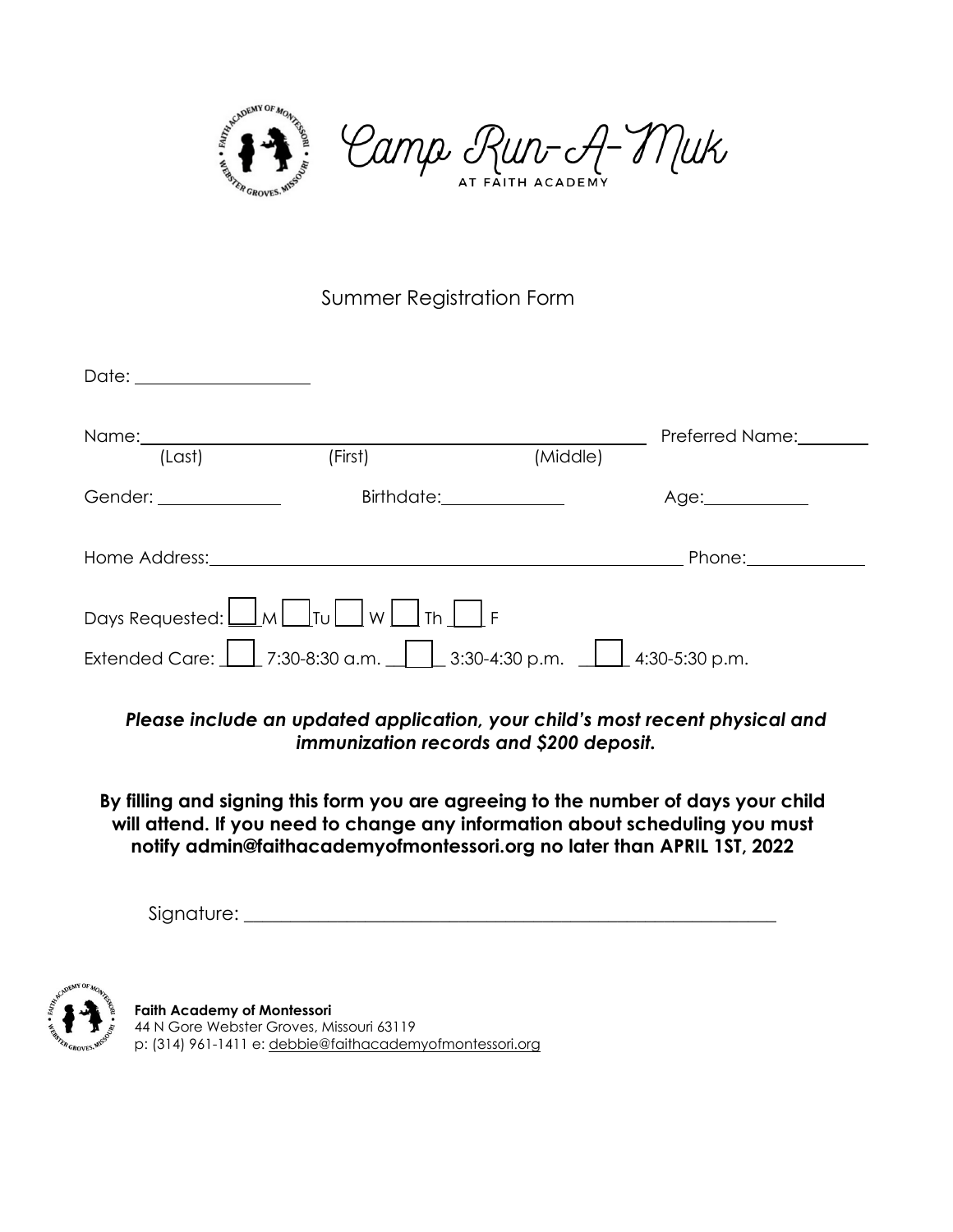# Camp Run-A-Muk

AT FAITH ACADEMY

## Summer Registration Form

Date: ___________________

Name: ___________________________________________ Preferred Name: ________

(Last) (First) (Middle)

Gender: ______________ Birthdate: ______________ Age: ____________

Home Address: ___________________________________________ Phone: _____________

Days Requested: ☐ M ☐ Tu ☐ W ☐ Th ☐ F

Extended Care: ☐ 7:30-8:30 a.m. ☐ 3:30-4:30 p.m. ☐ 4:30-5:30 p.m.

***Please include an updated application, your child's most recent physical and immunization records and $200 deposit.***

**By filling and signing this form you are agreeing to the number of days your child will attend. If you need to change any information about scheduling you must notify admin@faithacademyofmontessori.org no later than APRIL 1ST, 2022**

Signature: ___________________________________________________________

**Faith Academy of Montessori**
44 N Gore Webster Groves, Missouri 63119
p: (314) 961-1411 e: debbie@faithacademyofmontessori.org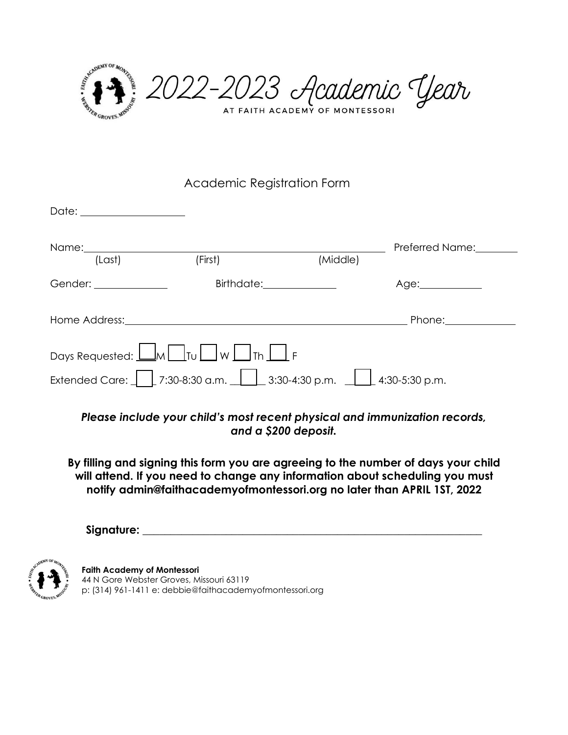# 2022-2023 Academic Year

AT FAITH ACADEMY OF MONTESSORI

## Academic Registration Form

Date: ____________________

Name: ______________________________________________ Preferred Name: ________
(Last) (First) (Middle)

Gender: ______________ Birthdate: ______________ Age: ____________

Home Address: ______________________________________________ Phone: ______________

Days Requested: ☐ M ☐ Tu ☐ W ☐ Th ☐ F

Extended Care: ☐ 7:30-8:30 a.m. ☐ 3:30-4:30 p.m. ☐ 4:30-5:30 p.m.

***Please include your child's most recent physical and immunization records, and a $200 deposit.***

**By filling and signing this form you are agreeing to the number of days your child will attend. If you need to change any information about scheduling you must notify admin@faithacademyofmontessori.org no later than APRIL 1ST, 2022**

**Signature:** ______________________________________________________________

**Faith Academy of Montessori**
44 N Gore Webster Groves, Missouri 63119
p: (314) 961-1411 e: debbie@faithacademyofmontessori.org